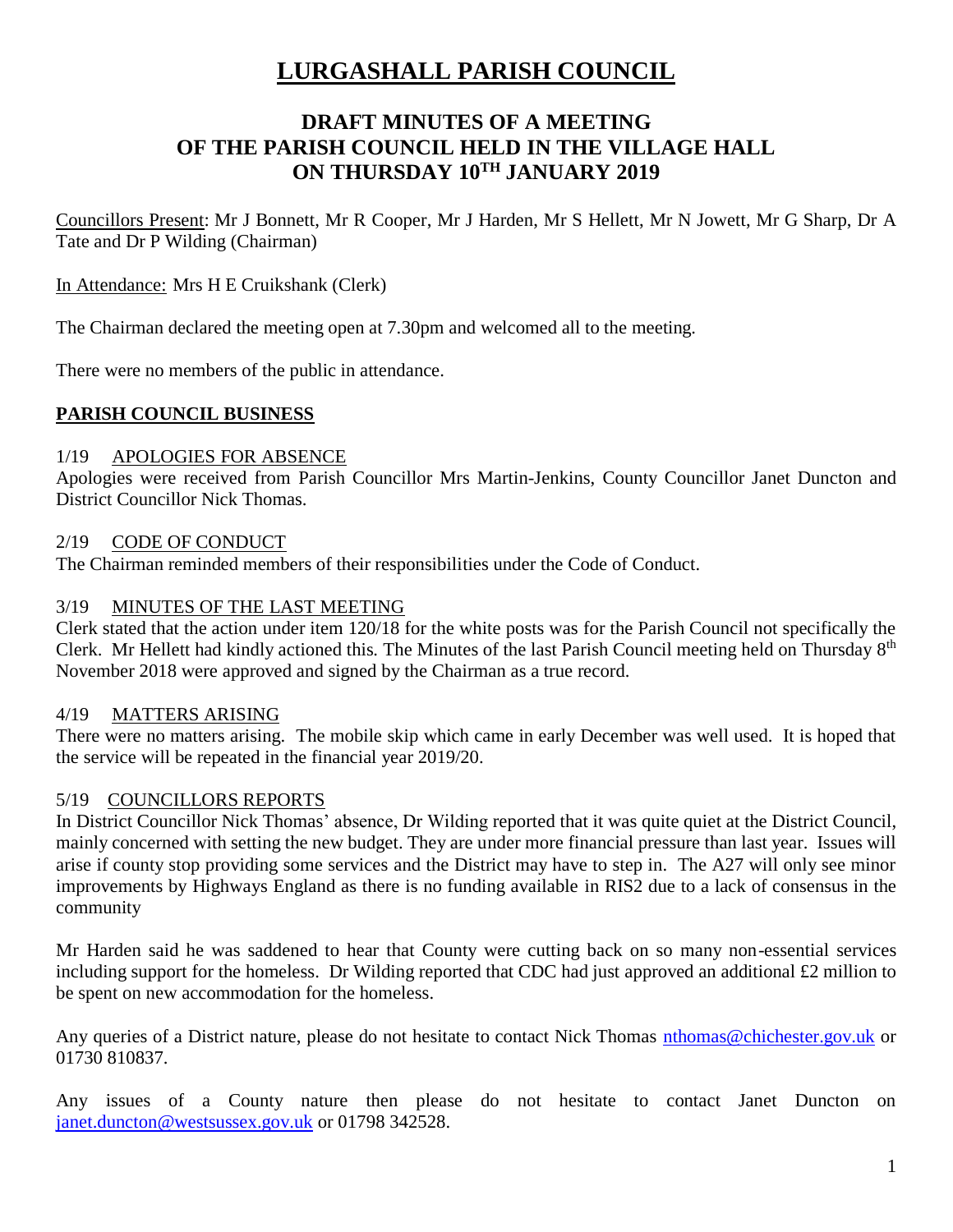# LURGASHALL PARISH COUNCIL

## DRAFT MINUTES OF A MEETING OF THE PARISH COUNCIL HELD IN THE VILLAGE HALL ON THURSDAY 10TH JANUARY 2019

Councillors Present: Mr J Bonnett, Mr R Cooper, Mr J Harden, Mr S Hellett, Mr N Jowett, Mr G Sharp, Dr A Tate and Dr P Wilding (Chairman)

In Attendance: Mrs H E Cruikshank (Clerk)

The Chairman declared the meeting open at 7.30pm and welcomed all to the meeting.

There were no members of the public in attendance.

### PARISH COUNCIL BUSINESS

**1/19 APOLOGIES FOR ABSENCE**

Apologies were received from Parish Councillor Mrs Martin-Jenkins, County Councillor Janet Duncton and District Councillor Nick Thomas.

**2/19 CODE OF CONDUCT**

The Chairman reminded members of their responsibilities under the Code of Conduct.

**3/19 MINUTES OF THE LAST MEETING**

Clerk stated that the action under item 120/18 for the white posts was for the Parish Council not specifically the Clerk. Mr Hellett had kindly actioned this. The Minutes of the last Parish Council meeting held on Thursday 8th November 2018 were approved and signed by the Chairman as a true record.

**4/19 MATTERS ARISING**

There were no matters arising. The mobile skip which came in early December was well used. It is hoped that the service will be repeated in the financial year 2019/20.

**5/19 COUNCILLORS REPORTS**

In District Councillor Nick Thomas' absence, Dr Wilding reported that it was quite quiet at the District Council, mainly concerned with setting the new budget. They are under more financial pressure than last year. Issues will arise if county stop providing some services and the District may have to step in. The A27 will only see minor improvements by Highways England as there is no funding available in RIS2 due to a lack of consensus in the community

Mr Harden said he was saddened to hear that County were cutting back on so many non-essential services including support for the homeless. Dr Wilding reported that CDC had just approved an additional £2 million to be spent on new accommodation for the homeless.

Any queries of a District nature, please do not hesitate to contact Nick Thomas nthomas@chichester.gov.uk or 01730 810837.

Any issues of a County nature then please do not hesitate to contact Janet Duncton on janet.duncton@westsussex.gov.uk or 01798 342528.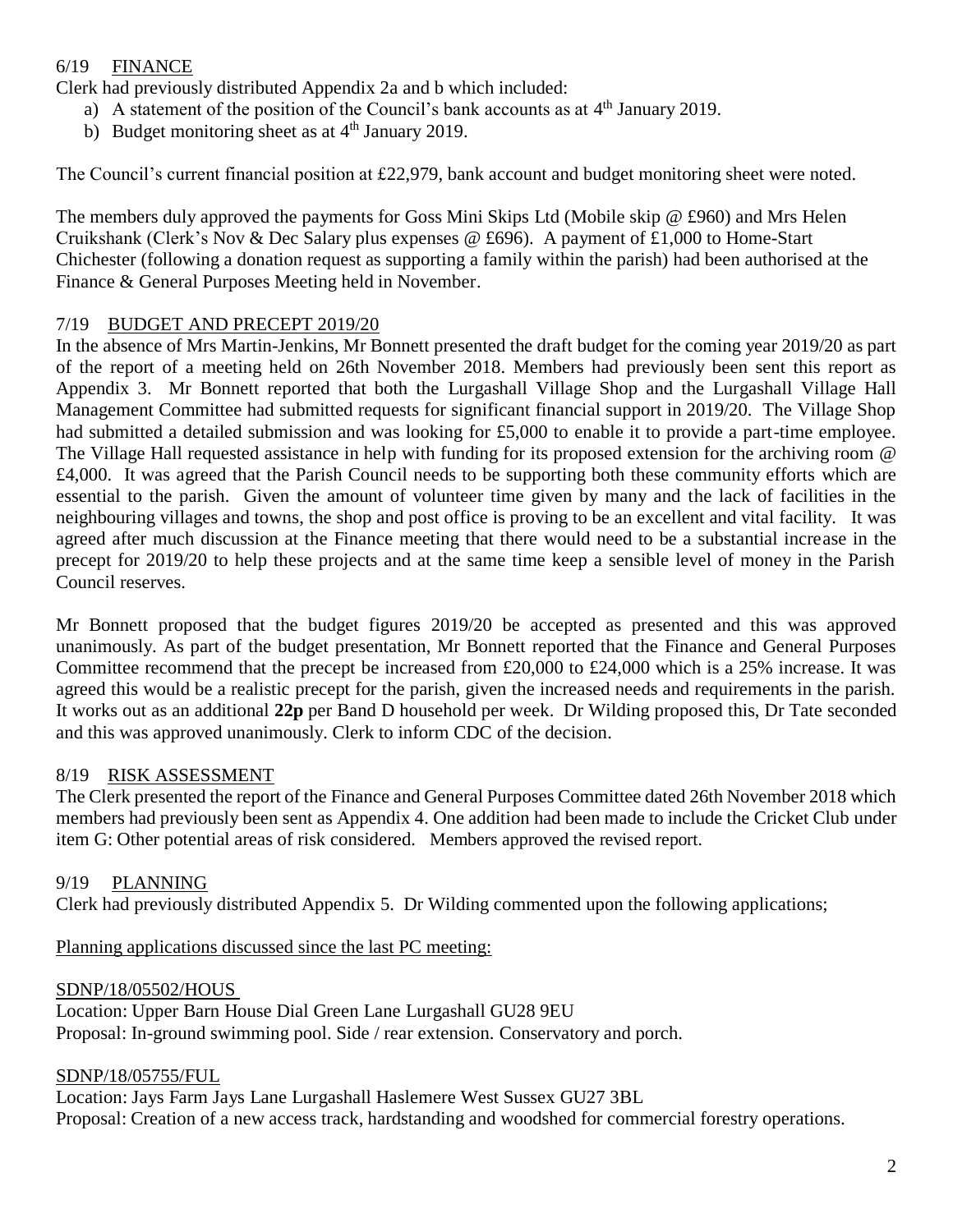## 6/19 FINANCE

Clerk had previously distributed Appendix 2a and b which included:

a) A statement of the position of the Council's bank accounts as at 4th January 2019.
b) Budget monitoring sheet as at 4th January 2019.

The Council's current financial position at £22,979, bank account and budget monitoring sheet were noted.

The members duly approved the payments for Goss Mini Skips Ltd (Mobile skip @ £960) and Mrs Helen Cruikshank (Clerk's Nov & Dec Salary plus expenses @ £696). A payment of £1,000 to Home-Start Chichester (following a donation request as supporting a family within the parish) had been authorised at the Finance & General Purposes Meeting held in November.

## 7/19 BUDGET AND PRECEPT 2019/20

In the absence of Mrs Martin-Jenkins, Mr Bonnett presented the draft budget for the coming year 2019/20 as part of the report of a meeting held on 26th November 2018. Members had previously been sent this report as Appendix 3. Mr Bonnett reported that both the Lurgashall Village Shop and the Lurgashall Village Hall Management Committee had submitted requests for significant financial support in 2019/20. The Village Shop had submitted a detailed submission and was looking for £5,000 to enable it to provide a part-time employee. The Village Hall requested assistance in help with funding for its proposed extension for the archiving room @ £4,000. It was agreed that the Parish Council needs to be supporting both these community efforts which are essential to the parish. Given the amount of volunteer time given by many and the lack of facilities in the neighbouring villages and towns, the shop and post office is proving to be an excellent and vital facility. It was agreed after much discussion at the Finance meeting that there would need to be a substantial increase in the precept for 2019/20 to help these projects and at the same time keep a sensible level of money in the Parish Council reserves.

Mr Bonnett proposed that the budget figures 2019/20 be accepted as presented and this was approved unanimously. As part of the budget presentation, Mr Bonnett reported that the Finance and General Purposes Committee recommend that the precept be increased from £20,000 to £24,000 which is a 25% increase. It was agreed this would be a realistic precept for the parish, given the increased needs and requirements in the parish. It works out as an additional **22p** per Band D household per week. Dr Wilding proposed this, Dr Tate seconded and this was approved unanimously. Clerk to inform CDC of the decision.

## 8/19 RISK ASSESSMENT

The Clerk presented the report of the Finance and General Purposes Committee dated 26th November 2018 which members had previously been sent as Appendix 4. One addition had been made to include the Cricket Club under item G: Other potential areas of risk considered. Members approved the revised report.

## 9/19 PLANNING

Clerk had previously distributed Appendix 5. Dr Wilding commented upon the following applications;

Planning applications discussed since the last PC meeting:

SDNP/18/05502/HOUS

Location: Upper Barn House Dial Green Lane Lurgashall GU28 9EU
Proposal: In-ground swimming pool. Side / rear extension. Conservatory and porch.

SDNP/18/05755/FUL

Location: Jays Farm Jays Lane Lurgashall Haslemere West Sussex GU27 3BL
Proposal: Creation of a new access track, hardstanding and woodshed for commercial forestry operations.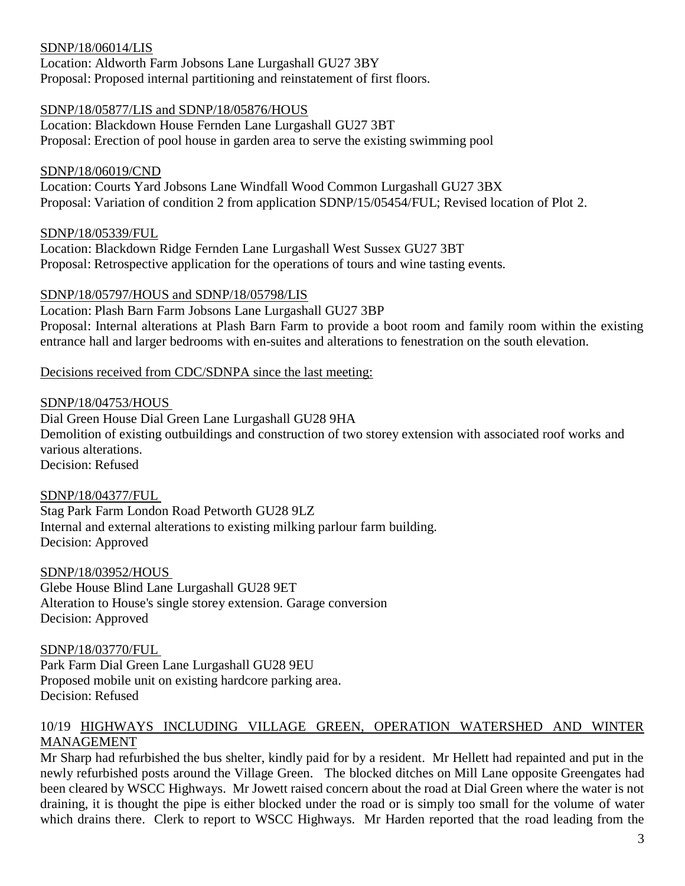SDNP/18/06014/LIS
Location: Aldworth Farm Jobsons Lane Lurgashall GU27 3BY
Proposal: Proposed internal partitioning and reinstatement of first floors.

SDNP/18/05877/LIS and SDNP/18/05876/HOUS
Location: Blackdown House Fernden Lane Lurgashall GU27 3BT
Proposal: Erection of pool house in garden area to serve the existing swimming pool

SDNP/18/06019/CND
Location: Courts Yard Jobsons Lane Windfall Wood Common Lurgashall GU27 3BX
Proposal: Variation of condition 2 from application SDNP/15/05454/FUL; Revised location of Plot 2.

SDNP/18/05339/FUL
Location: Blackdown Ridge Fernden Lane Lurgashall West Sussex GU27 3BT
Proposal: Retrospective application for the operations of tours and wine tasting events.

SDNP/18/05797/HOUS and SDNP/18/05798/LIS
Location: Plash Barn Farm Jobsons Lane Lurgashall GU27 3BP
Proposal: Internal alterations at Plash Barn Farm to provide a boot room and family room within the existing entrance hall and larger bedrooms with en-suites and alterations to fenestration on the south elevation.

Decisions received from CDC/SDNPA since the last meeting:

SDNP/18/04753/HOUS
Dial Green House Dial Green Lane Lurgashall GU28 9HA
Demolition of existing outbuildings and construction of two storey extension with associated roof works and various alterations.
Decision: Refused

SDNP/18/04377/FUL
Stag Park Farm London Road Petworth GU28 9LZ
Internal and external alterations to existing milking parlour farm building.
Decision: Approved

SDNP/18/03952/HOUS
Glebe House Blind Lane Lurgashall GU28 9ET
Alteration to House's single storey extension. Garage conversion
Decision: Approved

SDNP/18/03770/FUL
Park Farm Dial Green Lane Lurgashall GU28 9EU
Proposed mobile unit on existing hardcore parking area.
Decision: Refused

## 10/19 HIGHWAYS INCLUDING VILLAGE GREEN, OPERATION WATERSHED AND WINTER MANAGEMENT

Mr Sharp had refurbished the bus shelter, kindly paid for by a resident. Mr Hellett had repainted and put in the newly refurbished posts around the Village Green. The blocked ditches on Mill Lane opposite Greengates had been cleared by WSCC Highways. Mr Jowett raised concern about the road at Dial Green where the water is not draining, it is thought the pipe is either blocked under the road or is simply too small for the volume of water which drains there. Clerk to report to WSCC Highways. Mr Harden reported that the road leading from the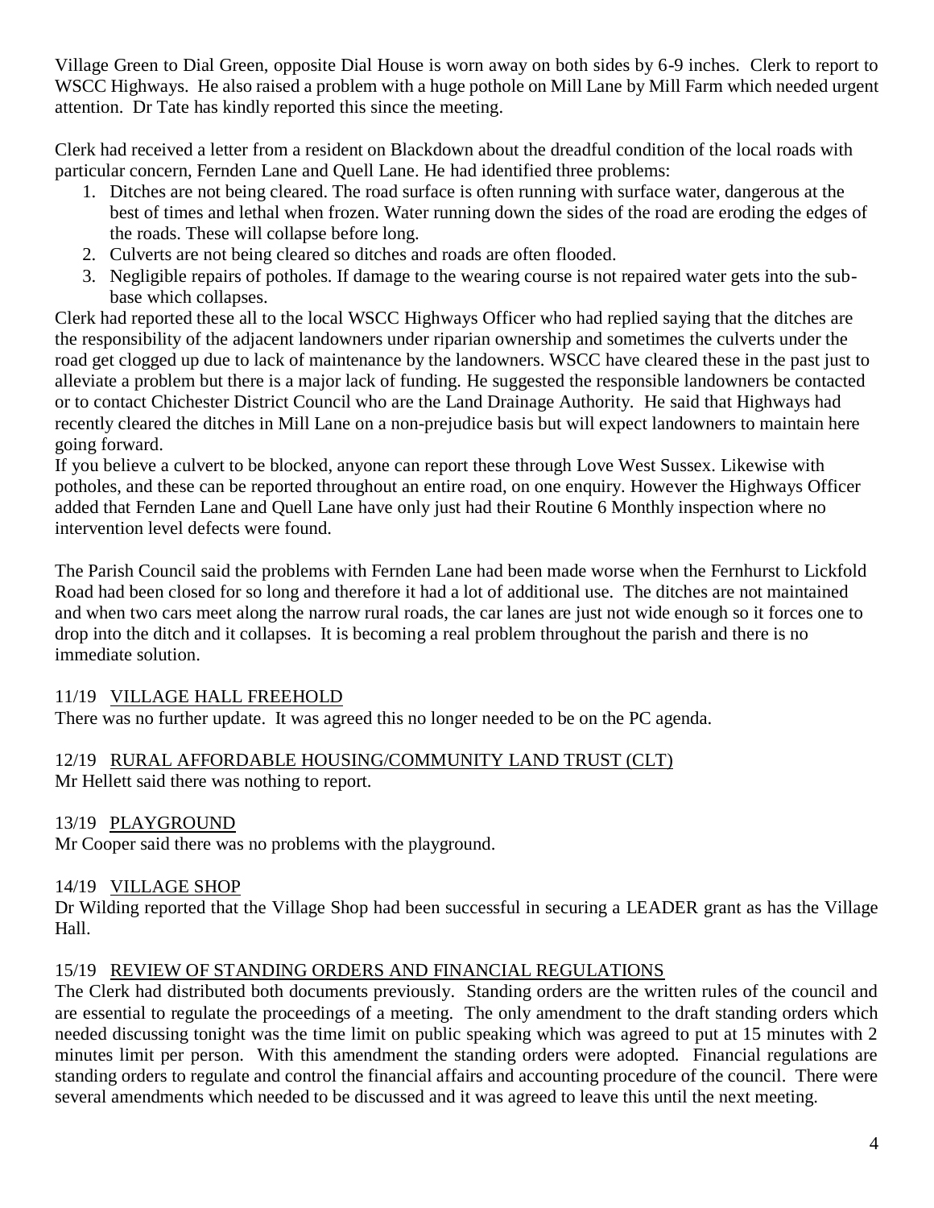Village Green to Dial Green, opposite Dial House is worn away on both sides by 6-9 inches. Clerk to report to WSCC Highways. He also raised a problem with a huge pothole on Mill Lane by Mill Farm which needed urgent attention. Dr Tate has kindly reported this since the meeting.

Clerk had received a letter from a resident on Blackdown about the dreadful condition of the local roads with particular concern, Fernden Lane and Quell Lane. He had identified three problems:

1. Ditches are not being cleared. The road surface is often running with surface water, dangerous at the best of times and lethal when frozen. Water running down the sides of the road are eroding the edges of the roads. These will collapse before long.
2. Culverts are not being cleared so ditches and roads are often flooded.
3. Negligible repairs of potholes. If damage to the wearing course is not repaired water gets into the sub-base which collapses.

Clerk had reported these all to the local WSCC Highways Officer who had replied saying that the ditches are the responsibility of the adjacent landowners under riparian ownership and sometimes the culverts under the road get clogged up due to lack of maintenance by the landowners. WSCC have cleared these in the past just to alleviate a problem but there is a major lack of funding. He suggested the responsible landowners be contacted or to contact Chichester District Council who are the Land Drainage Authority. He said that Highways had recently cleared the ditches in Mill Lane on a non-prejudice basis but will expect landowners to maintain here going forward.

If you believe a culvert to be blocked, anyone can report these through Love West Sussex. Likewise with potholes, and these can be reported throughout an entire road, on one enquiry. However the Highways Officer added that Fernden Lane and Quell Lane have only just had their Routine 6 Monthly inspection where no intervention level defects were found.

The Parish Council said the problems with Fernden Lane had been made worse when the Fernhurst to Lickfold Road had been closed for so long and therefore it had a lot of additional use. The ditches are not maintained and when two cars meet along the narrow rural roads, the car lanes are just not wide enough so it forces one to drop into the ditch and it collapses. It is becoming a real problem throughout the parish and there is no immediate solution.

## 11/19 VILLAGE HALL FREEHOLD

There was no further update. It was agreed this no longer needed to be on the PC agenda.

## 12/19 RURAL AFFORDABLE HOUSING/COMMUNITY LAND TRUST (CLT)

Mr Hellett said there was nothing to report.

## 13/19 PLAYGROUND

Mr Cooper said there was no problems with the playground.

## 14/19 VILLAGE SHOP

Dr Wilding reported that the Village Shop had been successful in securing a LEADER grant as has the Village Hall.

## 15/19 REVIEW OF STANDING ORDERS AND FINANCIAL REGULATIONS

The Clerk had distributed both documents previously. Standing orders are the written rules of the council and are essential to regulate the proceedings of a meeting. The only amendment to the draft standing orders which needed discussing tonight was the time limit on public speaking which was agreed to put at 15 minutes with 2 minutes limit per person. With this amendment the standing orders were adopted. Financial regulations are standing orders to regulate and control the financial affairs and accounting procedure of the council. There were several amendments which needed to be discussed and it was agreed to leave this until the next meeting.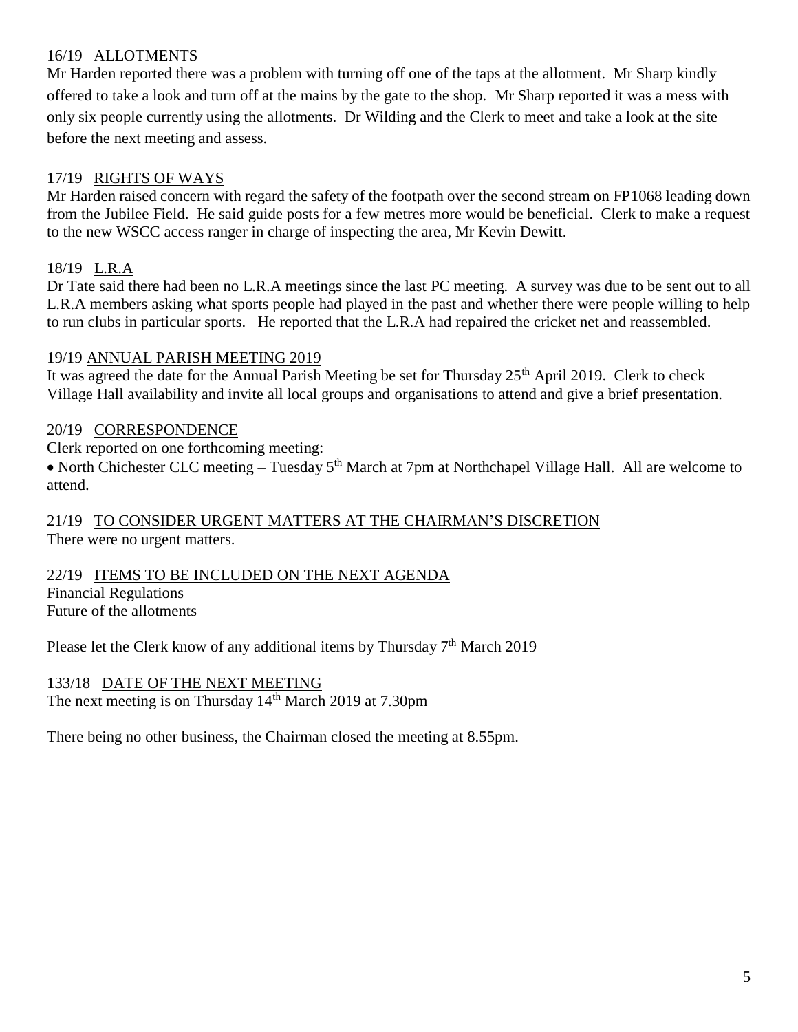16/19 ALLOTMENTS

Mr Harden reported there was a problem with turning off one of the taps at the allotment. Mr Sharp kindly offered to take a look and turn off at the mains by the gate to the shop. Mr Sharp reported it was a mess with only six people currently using the allotments. Dr Wilding and the Clerk to meet and take a look at the site before the next meeting and assess.

17/19 RIGHTS OF WAYS

Mr Harden raised concern with regard the safety of the footpath over the second stream on FP1068 leading down from the Jubilee Field. He said guide posts for a few metres more would be beneficial. Clerk to make a request to the new WSCC access ranger in charge of inspecting the area, Mr Kevin Dewitt.

18/19 L.R.A

Dr Tate said there had been no L.R.A meetings since the last PC meeting. A survey was due to be sent out to all L.R.A members asking what sports people had played in the past and whether there were people willing to help to run clubs in particular sports. He reported that the L.R.A had repaired the cricket net and reassembled.

19/19 ANNUAL PARISH MEETING 2019

It was agreed the date for the Annual Parish Meeting be set for Thursday 25th April 2019. Clerk to check Village Hall availability and invite all local groups and organisations to attend and give a brief presentation.

20/19 CORRESPONDENCE

Clerk reported on one forthcoming meeting:

- North Chichester CLC meeting – Tuesday 5th March at 7pm at Northchapel Village Hall. All are welcome to attend.

21/19 TO CONSIDER URGENT MATTERS AT THE CHAIRMAN'S DISCRETION

There were no urgent matters.

22/19 ITEMS TO BE INCLUDED ON THE NEXT AGENDA

Financial Regulations
Future of the allotments

Please let the Clerk know of any additional items by Thursday 7th March 2019

133/18 DATE OF THE NEXT MEETING

The next meeting is on Thursday 14th March 2019 at 7.30pm

There being no other business, the Chairman closed the meeting at 8.55pm.